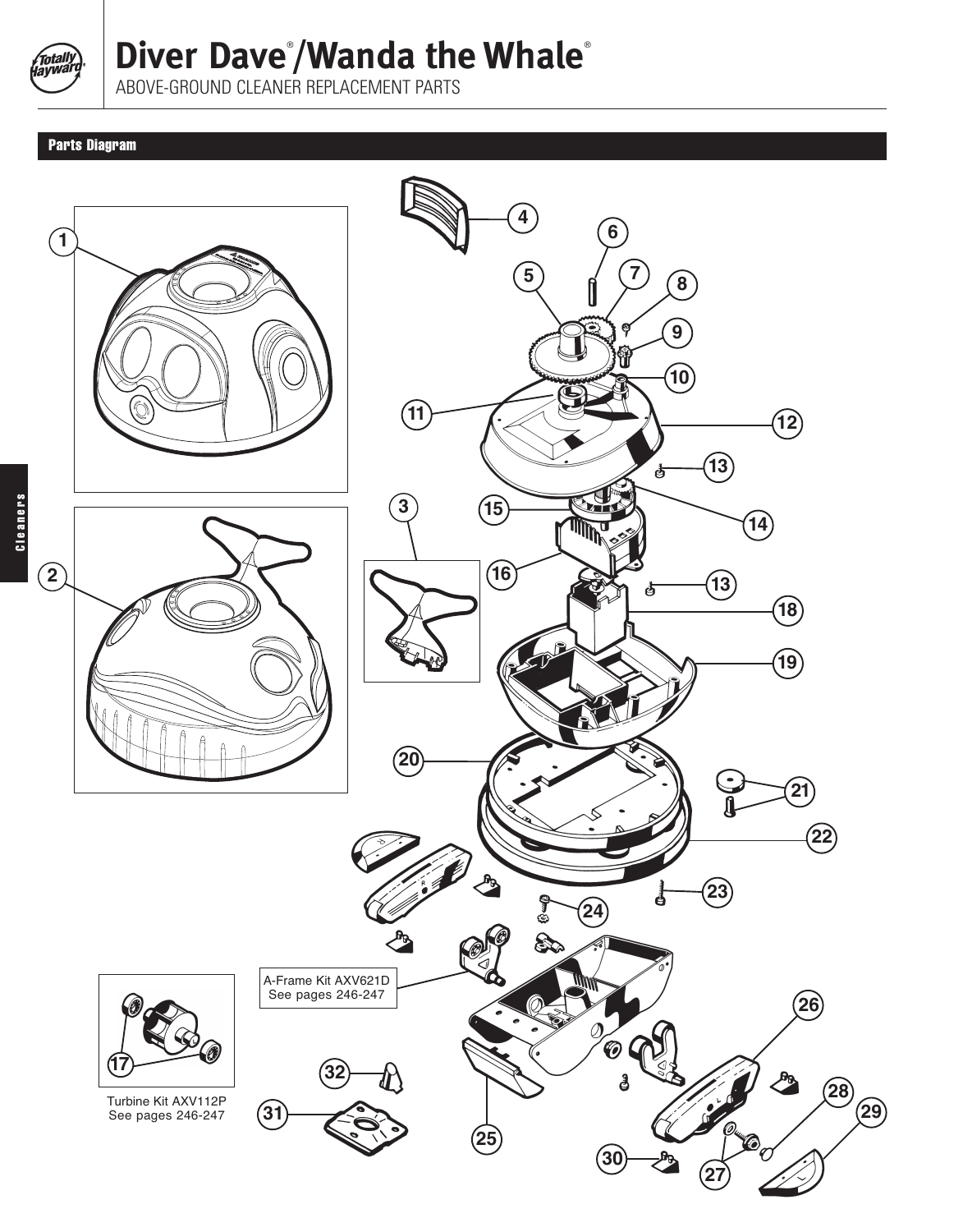# Diver Dave®/Wanda the Whale®

ABOVE-GROUND CLEANER REPLACEMENT PARTS

## Parts Diagram

A-Frame Kit AXV621D
See pages 246-247

Turbine Kit AXV112P
See pages 246-247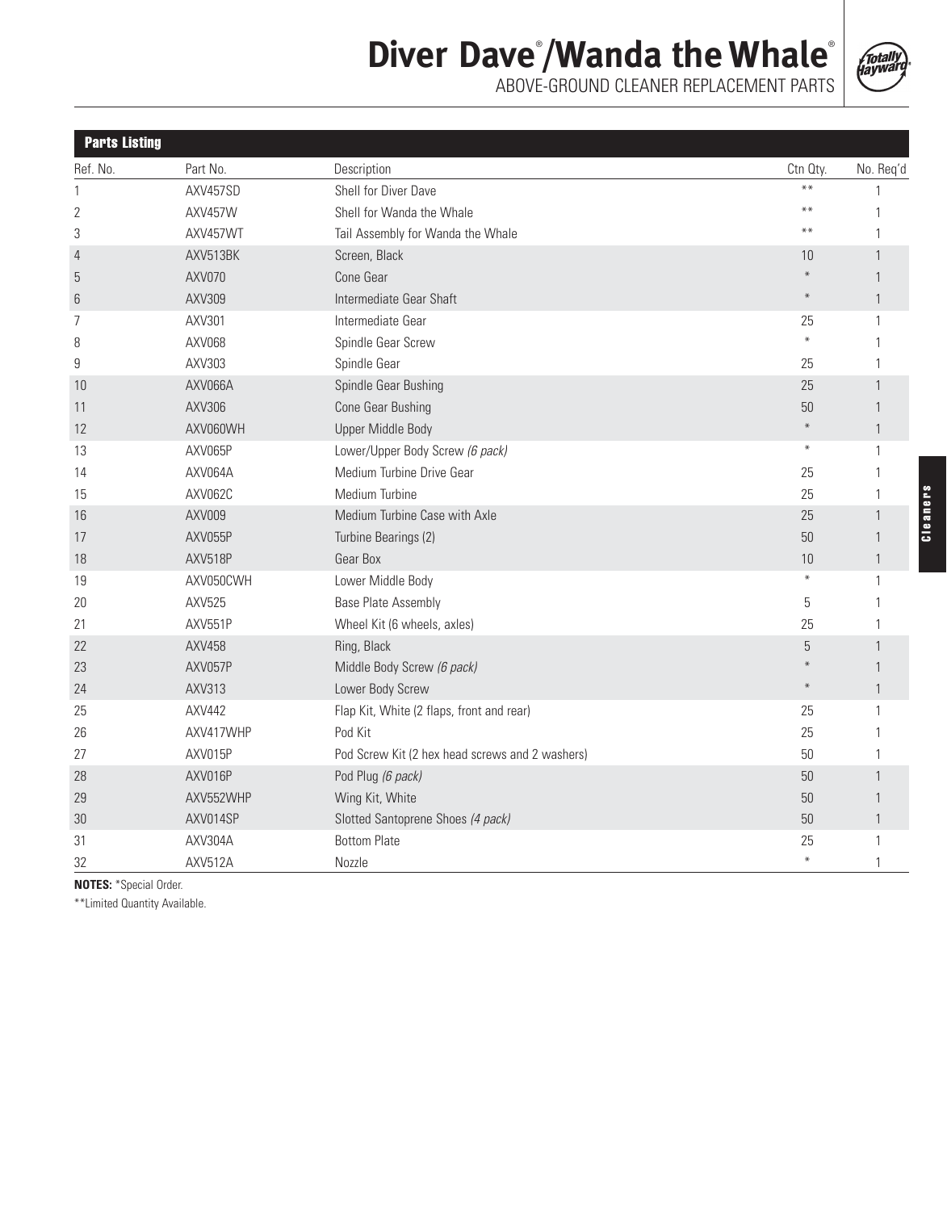# Diver Dave®/Wanda the Whale®

ABOVE-GROUND CLEANER REPLACEMENT PARTS

## Parts Listing

| Ref. No. | Part No. | Description | Ctn Qty. | No. Req'd |
|---|---|---|---|---|
| 1 | AXV457SD | Shell for Diver Dave | ** | 1 |
| 2 | AXV457W | Shell for Wanda the Whale | ** | 1 |
| 3 | AXV457WT | Tail Assembly for Wanda the Whale | ** | 1 |
| 4 | AXV513BK | Screen, Black | 10 | 1 |
| 5 | AXV070 | Cone Gear | * | 1 |
| 6 | AXV309 | Intermediate Gear Shaft | * | 1 |
| 7 | AXV301 | Intermediate Gear | 25 | 1 |
| 8 | AXV068 | Spindle Gear Screw | * | 1 |
| 9 | AXV303 | Spindle Gear | 25 | 1 |
| 10 | AXV066A | Spindle Gear Bushing | 25 | 1 |
| 11 | AXV306 | Cone Gear Bushing | 50 | 1 |
| 12 | AXV060WH | Upper Middle Body | * | 1 |
| 13 | AXV065P | Lower/Upper Body Screw *(6 pack)* | * | 1 |
| 14 | AXV064A | Medium Turbine Drive Gear | 25 | 1 |
| 15 | AXV062C | Medium Turbine | 25 | 1 |
| 16 | AXV009 | Medium Turbine Case with Axle | 25 | 1 |
| 17 | AXV055P | Turbine Bearings (2) | 50 | 1 |
| 18 | AXV518P | Gear Box | 10 | 1 |
| 19 | AXV050CWH | Lower Middle Body | * | 1 |
| 20 | AXV525 | Base Plate Assembly | 5 | 1 |
| 21 | AXV551P | Wheel Kit (6 wheels, axles) | 25 | 1 |
| 22 | AXV458 | Ring, Black | 5 | 1 |
| 23 | AXV057P | Middle Body Screw *(6 pack)* | * | 1 |
| 24 | AXV313 | Lower Body Screw | * | 1 |
| 25 | AXV442 | Flap Kit, White (2 flaps, front and rear) | 25 | 1 |
| 26 | AXV417WHP | Pod Kit | 25 | 1 |
| 27 | AXV015P | Pod Screw Kit (2 hex head screws and 2 washers) | 50 | 1 |
| 28 | AXV016P | Pod Plug *(6 pack)* | 50 | 1 |
| 29 | AXV552WHP | Wing Kit, White | 50 | 1 |
| 30 | AXV014SP | Slotted Santoprene Shoes *(4 pack)* | 50 | 1 |
| 31 | AXV304A | Bottom Plate | 25 | 1 |
| 32 | AXV512A | Nozzle | * | 1 |

**NOTES:** *Special Order.

**Limited Quantity Available.